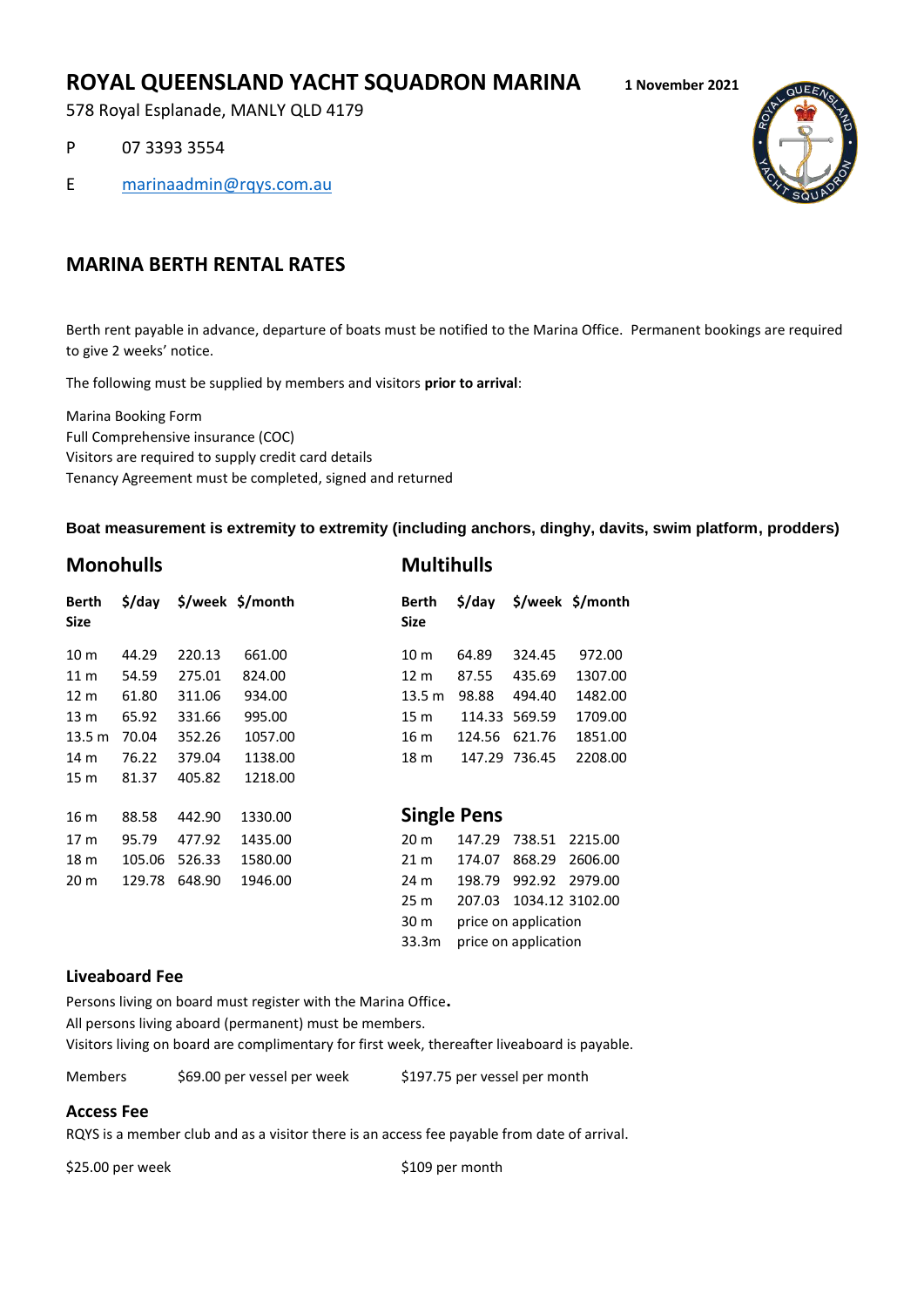# ROYAL QUEENSLAND YACHT SQUADRON MARINA

**1 November 2021**

578 Royal Esplanade, MANLY QLD 4179

P 07 3393 3554

E marinaadmin@rqys.com.au

## MARINA BERTH RENTAL RATES

Berth rent payable in advance, departure of boats must be notified to the Marina Office. Permanent bookings are required to give 2 weeks' notice.

The following must be supplied by members and visitors **prior to arrival**:

Marina Booking Form
Full Comprehensive insurance (COC)
Visitors are required to supply credit card details
Tenancy Agreement must be completed, signed and returned

**Boat measurement is extremity to extremity (including anchors, dinghy, davits, swim platform, prodders)**

### Monohulls

| Berth Size | $/day | $/week | $/month |
|---|---|---|---|
| 10 m | 44.29 | 220.13 | 661.00 |
| 11 m | 54.59 | 275.01 | 824.00 |
| 12 m | 61.80 | 311.06 | 934.00 |
| 13 m | 65.92 | 331.66 | 995.00 |
| 13.5 m | 70.04 | 352.26 | 1057.00 |
| 14 m | 76.22 | 379.04 | 1138.00 |
| 15 m | 81.37 | 405.82 | 1218.00 |
| 16 m | 88.58 | 442.90 | 1330.00 |
| 17 m | 95.79 | 477.92 | 1435.00 |
| 18 m | 105.06 | 526.33 | 1580.00 |
| 20 m | 129.78 | 648.90 | 1946.00 |

### Multihulls

| Berth Size | $/day | $/week | $/month |
|---|---|---|---|
| 10 m | 64.89 | 324.45 | 972.00 |
| 12 m | 87.55 | 435.69 | 1307.00 |
| 13.5 m | 98.88 | 494.40 | 1482.00 |
| 15 m | 114.33 | 569.59 | 1709.00 |
| 16 m | 124.56 | 621.76 | 1851.00 |
| 18 m | 147.29 | 736.45 | 2208.00 |

### Single Pens

| Berth Size | $/day | $/week | $/month |
|---|---|---|---|
| 20 m | 147.29 | 738.51 | 2215.00 |
| 21 m | 174.07 | 868.29 | 2606.00 |
| 24 m | 198.79 | 992.92 | 2979.00 |
| 25 m | 207.03 | 1034.12 | 3102.00 |
| 30 m | price on application | | |
| 33.3m | price on application | | |

### Liveaboard Fee

Persons living on board must register with the Marina Office**.**
All persons living aboard (permanent) must be members.
Visitors living on board are complimentary for first week, thereafter liveaboard is payable.

Members $69.00 per vessel per week $197.75 per vessel per month

### Access Fee

RQYS is a member club and as a visitor there is an access fee payable from date of arrival.

$25.00 per week $109 per month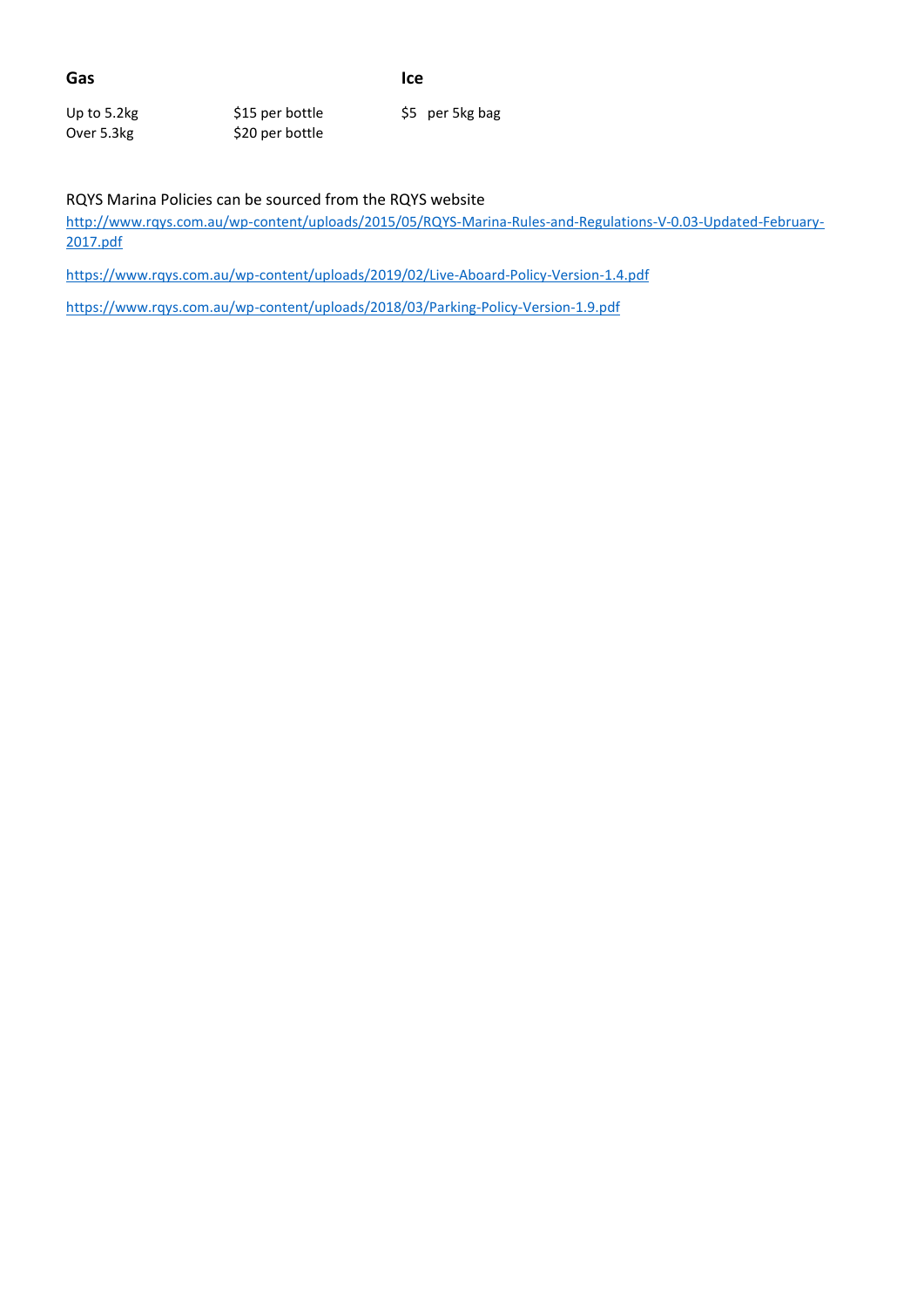**Gas**

| | |
|---|---|
| Up to 5.2kg | $15 per bottle |
| Over 5.3kg | $20 per bottle |

**Ice**

$5 per 5kg bag

RQYS Marina Policies can be sourced from the RQYS website

http://www.rqys.com.au/wp-content/uploads/2015/05/RQYS-Marina-Rules-and-Regulations-V-0.03-Updated-February-2017.pdf

https://www.rqys.com.au/wp-content/uploads/2019/02/Live-Aboard-Policy-Version-1.4.pdf

https://www.rqys.com.au/wp-content/uploads/2018/03/Parking-Policy-Version-1.9.pdf